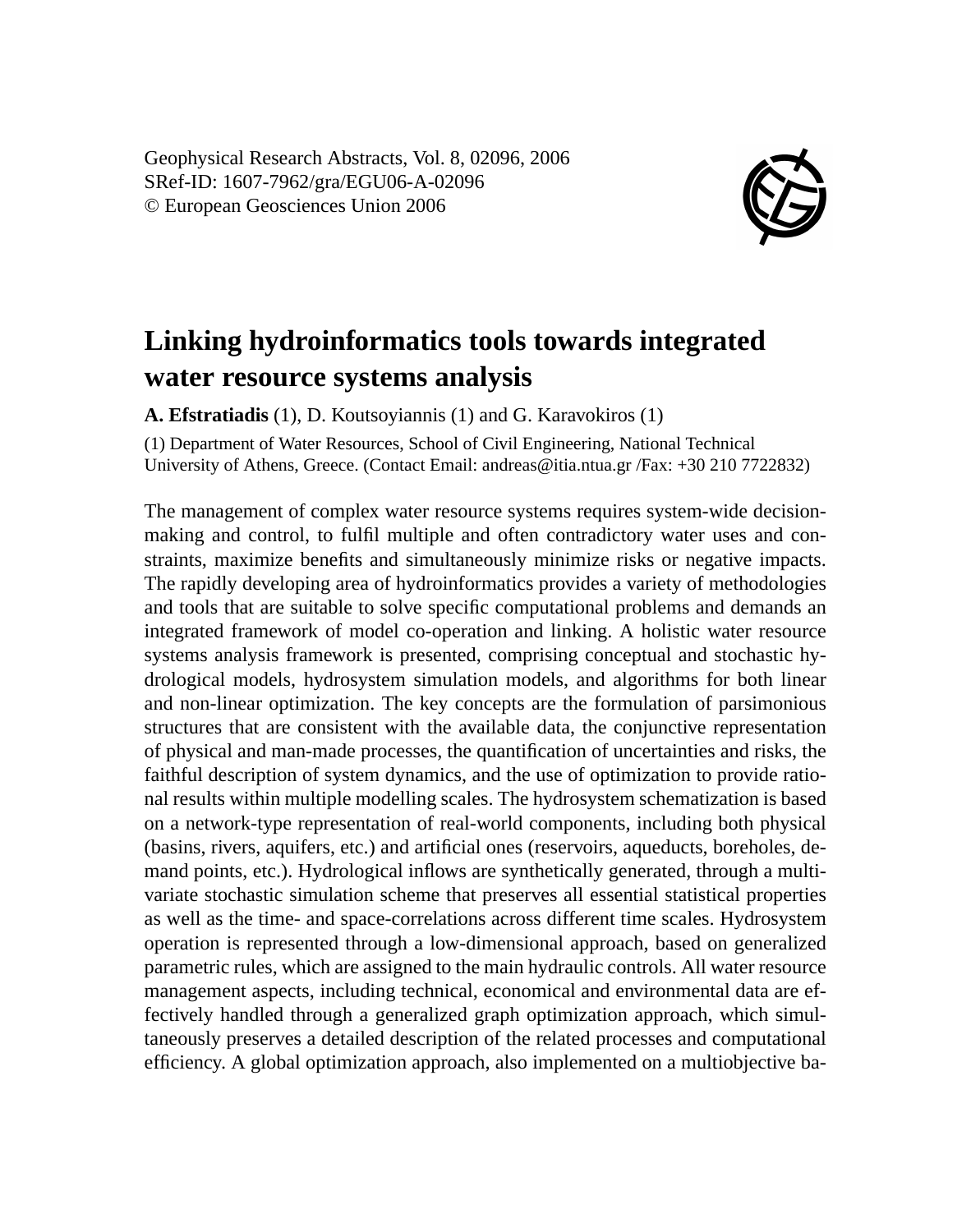Geophysical Research Abstracts, Vol. 8, 02096, 2006
SRef-ID: 1607-7962/gra/EGU06-A-02096
© European Geosciences Union 2006

# Linking hydroinformatics tools towards integrated water resource systems analysis

**A. Efstratiadis** (1), D. Koutsoyiannis (1) and G. Karavokiros (1)

(1) Department of Water Resources, School of Civil Engineering, National Technical University of Athens, Greece. (Contact Email: andreas@itia.ntua.gr /Fax: +30 210 7722832)

The management of complex water resource systems requires system-wide decision-making and control, to fulfil multiple and often contradictory water uses and constraints, maximize benefits and simultaneously minimize risks or negative impacts. The rapidly developing area of hydroinformatics provides a variety of methodologies and tools that are suitable to solve specific computational problems and demands an integrated framework of model co-operation and linking. A holistic water resource systems analysis framework is presented, comprising conceptual and stochastic hydrological models, hydrosystem simulation models, and algorithms for both linear and non-linear optimization. The key concepts are the formulation of parsimonious structures that are consistent with the available data, the conjunctive representation of physical and man-made processes, the quantification of uncertainties and risks, the faithful description of system dynamics, and the use of optimization to provide rational results within multiple modelling scales. The hydrosystem schematization is based on a network-type representation of real-world components, including both physical (basins, rivers, aquifers, etc.) and artificial ones (reservoirs, aqueducts, boreholes, demand points, etc.). Hydrological inflows are synthetically generated, through a multivariate stochastic simulation scheme that preserves all essential statistical properties as well as the time- and space-correlations across different time scales. Hydrosystem operation is represented through a low-dimensional approach, based on generalized parametric rules, which are assigned to the main hydraulic controls. All water resource management aspects, including technical, economical and environmental data are effectively handled through a generalized graph optimization approach, which simultaneously preserves a detailed description of the related processes and computational efficiency. A global optimization approach, also implemented on a multiobjective ba-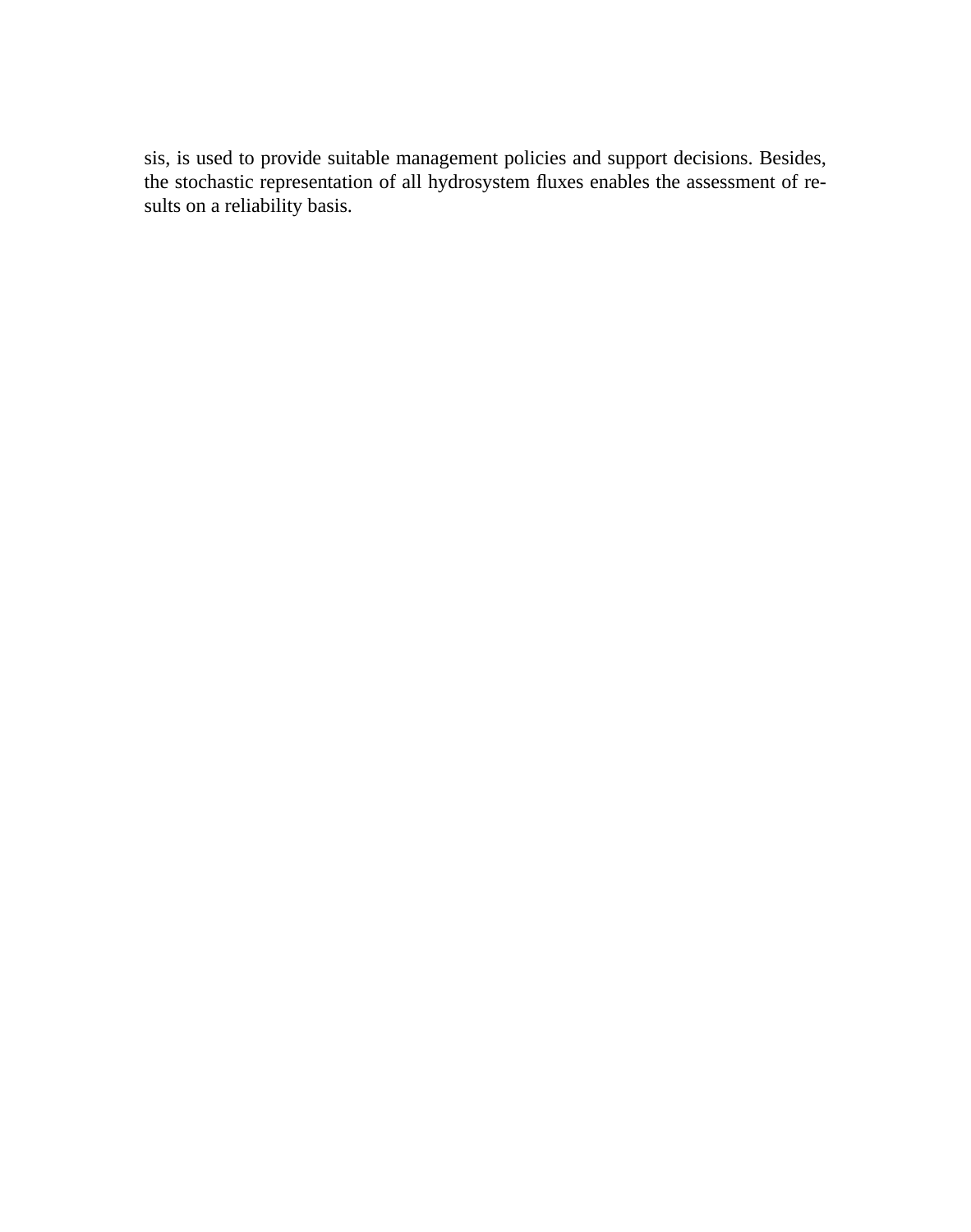sis, is used to provide suitable management policies and support decisions. Besides, the stochastic representation of all hydrosystem fluxes enables the assessment of results on a reliability basis.